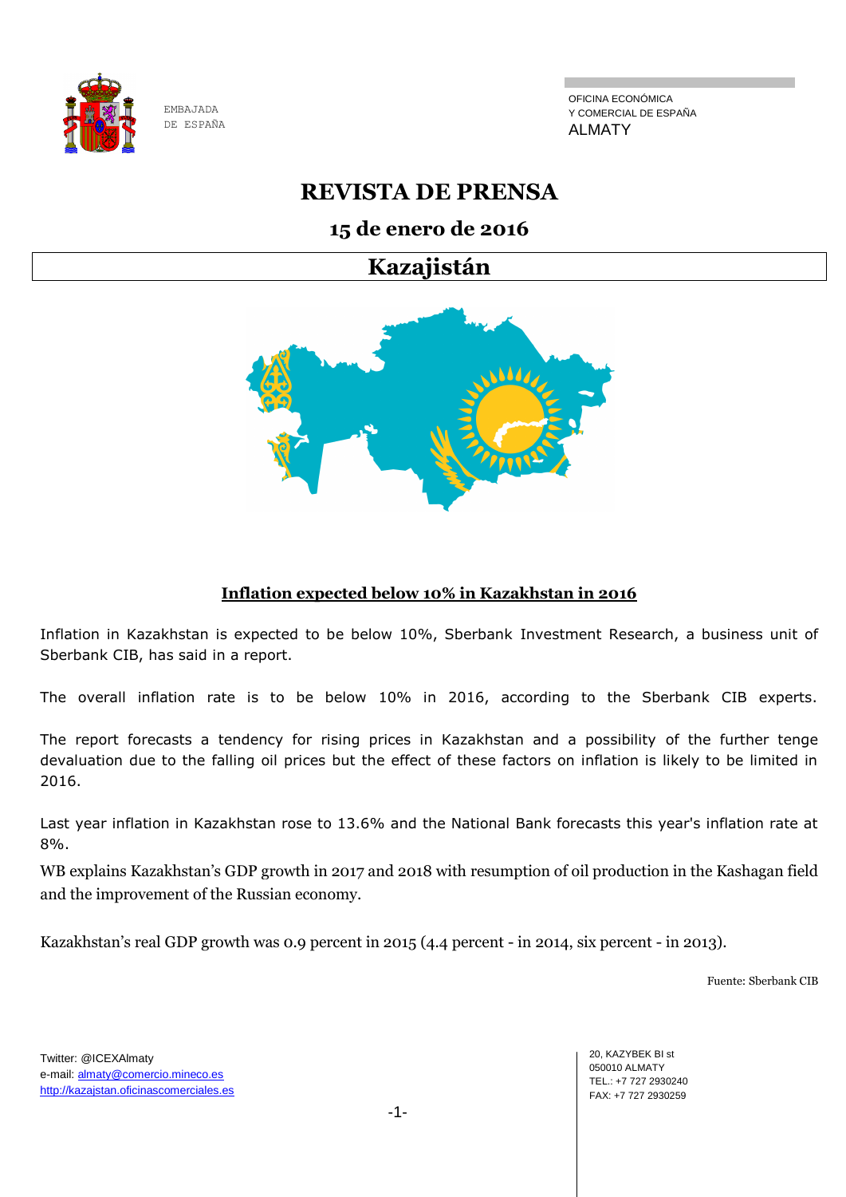EMBAJADA DE ESPAÑA

OFICINA ECONÓMICA Y COMERCIAL DE ESPAÑA
ALMATY

# REVISTA DE PRENSA

## 15 de enero de 2016

## Kazajistán

### Inflation expected below 10% in Kazakhstan in 2016

Inflation in Kazakhstan is expected to be below 10%, Sberbank Investment Research, a business unit of Sberbank CIB, has said in a report.

The overall inflation rate is to be below 10% in 2016, according to the Sberbank CIB experts.

The report forecasts a tendency for rising prices in Kazakhstan and a possibility of the further tenge devaluation due to the falling oil prices but the effect of these factors on inflation is likely to be limited in 2016.

Last year inflation in Kazakhstan rose to 13.6% and the National Bank forecasts this year's inflation rate at 8%.

WB explains Kazakhstan's GDP growth in 2017 and 2018 with resumption of oil production in the Kashagan field and the improvement of the Russian economy.

Kazakhstan's real GDP growth was 0.9 percent in 2015 (4.4 percent - in 2014, six percent - in 2013).

Fuente: Sberbank CIB

Twitter: @ICEXAlmaty
e-mail: almaty@comercio.mineco.es
http://kazajstan.oficinascomerciales.es

20, KAZYBEK BI st
050010 ALMATY
TEL.: +7 727 2930240
FAX: +7 727 2930259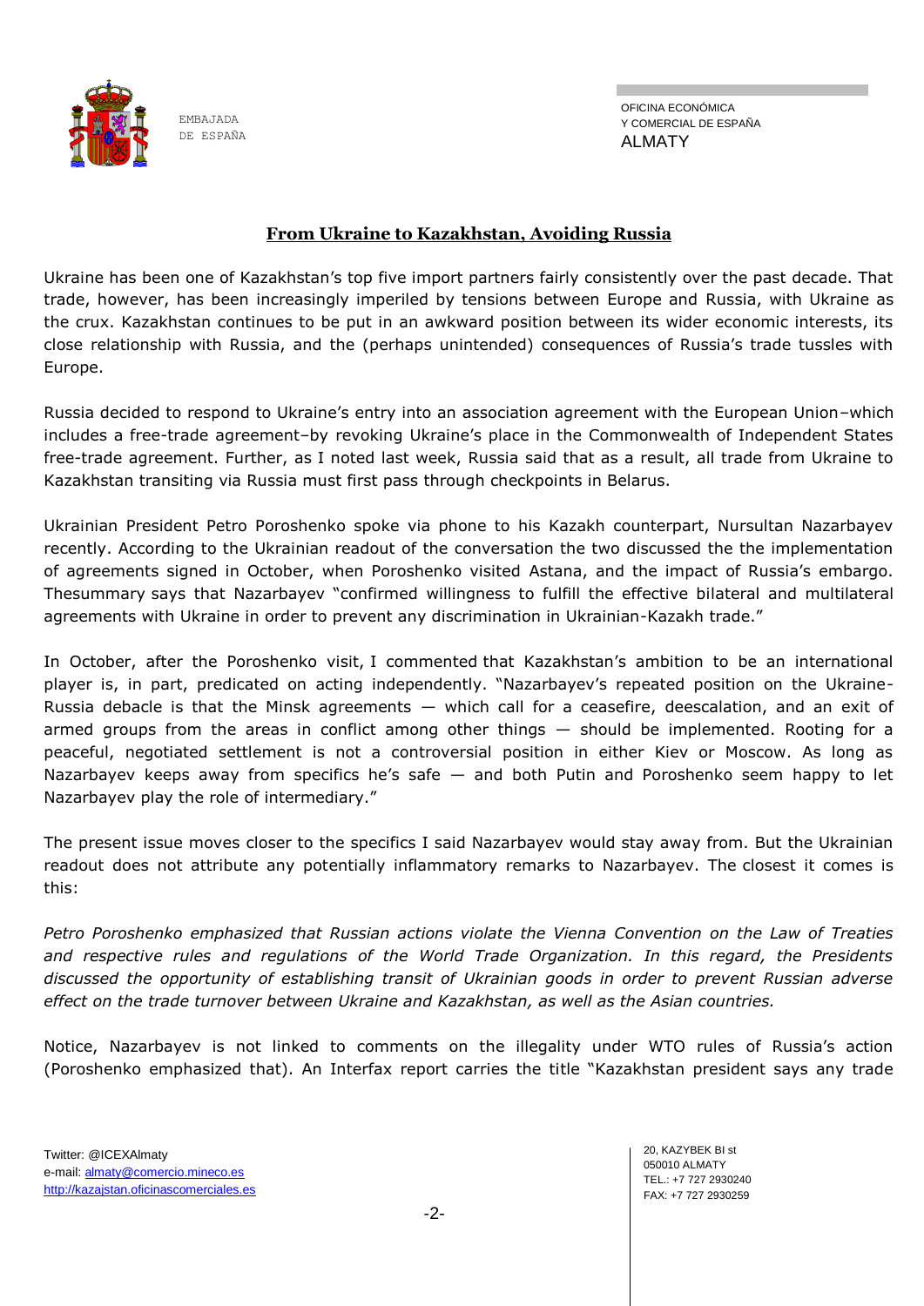## From Ukraine to Kazakhstan, Avoiding Russia

Ukraine has been one of Kazakhstan's top five import partners fairly consistently over the past decade. That trade, however, has been increasingly imperiled by tensions between Europe and Russia, with Ukraine as the crux. Kazakhstan continues to be put in an awkward position between its wider economic interests, its close relationship with Russia, and the (perhaps unintended) consequences of Russia's trade tussles with Europe.

Russia decided to respond to Ukraine's entry into an association agreement with the European Union–which includes a free-trade agreement–by revoking Ukraine's place in the Commonwealth of Independent States free-trade agreement. Further, as I noted last week, Russia said that as a result, all trade from Ukraine to Kazakhstan transiting via Russia must first pass through checkpoints in Belarus.

Ukrainian President Petro Poroshenko spoke via phone to his Kazakh counterpart, Nursultan Nazarbayev recently. According to the Ukrainian readout of the conversation the two discussed the the implementation of agreements signed in October, when Poroshenko visited Astana, and the impact of Russia's embargo. Thesummary says that Nazarbayev "confirmed willingness to fulfill the effective bilateral and multilateral agreements with Ukraine in order to prevent any discrimination in Ukrainian-Kazakh trade."

In October, after the Poroshenko visit, I commented that Kazakhstan's ambition to be an international player is, in part, predicated on acting independently. "Nazarbayev's repeated position on the Ukraine-Russia debacle is that the Minsk agreements — which call for a ceasefire, deescalation, and an exit of armed groups from the areas in conflict among other things — should be implemented. Rooting for a peaceful, negotiated settlement is not a controversial position in either Kiev or Moscow. As long as Nazarbayev keeps away from specifics he's safe — and both Putin and Poroshenko seem happy to let Nazarbayev play the role of intermediary."

The present issue moves closer to the specifics I said Nazarbayev would stay away from. But the Ukrainian readout does not attribute any potentially inflammatory remarks to Nazarbayev. The closest it comes is this:

*Petro Poroshenko emphasized that Russian actions violate the Vienna Convention on the Law of Treaties and respective rules and regulations of the World Trade Organization. In this regard, the Presidents discussed the opportunity of establishing transit of Ukrainian goods in order to prevent Russian adverse effect on the trade turnover between Ukraine and Kazakhstan, as well as the Asian countries.*

Notice, Nazarbayev is not linked to comments on the illegality under WTO rules of Russia's action (Poroshenko emphasized that). An Interfax report carries the title "Kazakhstan president says any trade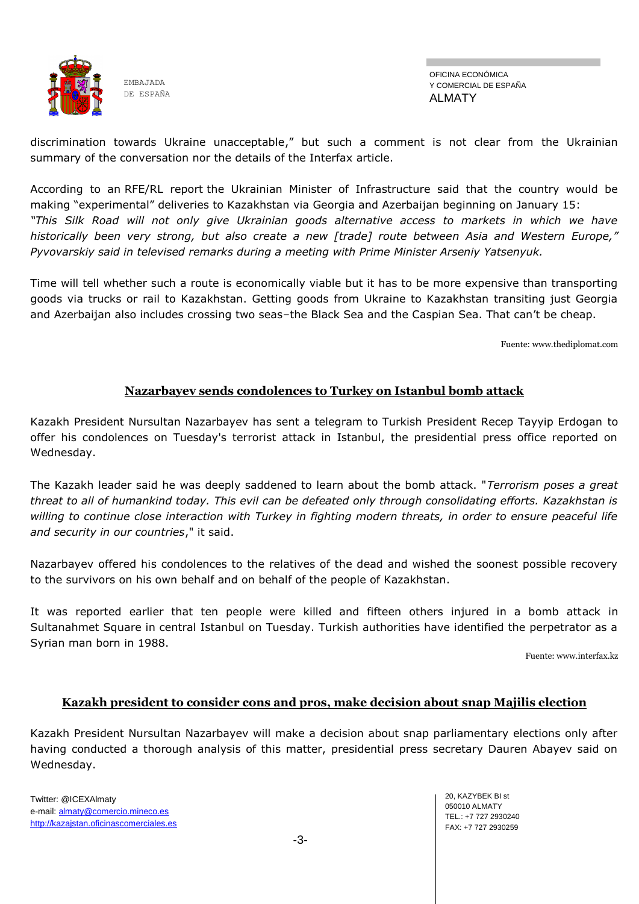discrimination towards Ukraine unacceptable," but such a comment is not clear from the Ukrainian summary of the conversation nor the details of the Interfax article.

According to an RFE/RL report the Ukrainian Minister of Infrastructure said that the country would be making "experimental" deliveries to Kazakhstan via Georgia and Azerbaijan beginning on January 15: *"This Silk Road will not only give Ukrainian goods alternative access to markets in which we have historically been very strong, but also create a new [trade] route between Asia and Western Europe," Pyvovarskiy said in televised remarks during a meeting with Prime Minister Arseniy Yatsenyuk.*

Time will tell whether such a route is economically viable but it has to be more expensive than transporting goods via trucks or rail to Kazakhstan. Getting goods from Ukraine to Kazakhstan transiting just Georgia and Azerbaijan also includes crossing two seas–the Black Sea and the Caspian Sea. That can't be cheap.

Fuente: www.thediplomat.com

## Nazarbayev sends condolences to Turkey on Istanbul bomb attack

Kazakh President Nursultan Nazarbayev has sent a telegram to Turkish President Recep Tayyip Erdogan to offer his condolences on Tuesday's terrorist attack in Istanbul, the presidential press office reported on Wednesday.

The Kazakh leader said he was deeply saddened to learn about the bomb attack. "*Terrorism poses a great threat to all of humankind today. This evil can be defeated only through consolidating efforts. Kazakhstan is willing to continue close interaction with Turkey in fighting modern threats, in order to ensure peaceful life and security in our countries*," it said.

Nazarbayev offered his condolences to the relatives of the dead and wished the soonest possible recovery to the survivors on his own behalf and on behalf of the people of Kazakhstan.

It was reported earlier that ten people were killed and fifteen others injured in a bomb attack in Sultanahmet Square in central Istanbul on Tuesday. Turkish authorities have identified the perpetrator as a Syrian man born in 1988.

Fuente: www.interfax.kz

## Kazakh president to consider cons and pros, make decision about snap Majilis election

Kazakh President Nursultan Nazarbayev will make a decision about snap parliamentary elections only after having conducted a thorough analysis of this matter, presidential press secretary Dauren Abayev said on Wednesday.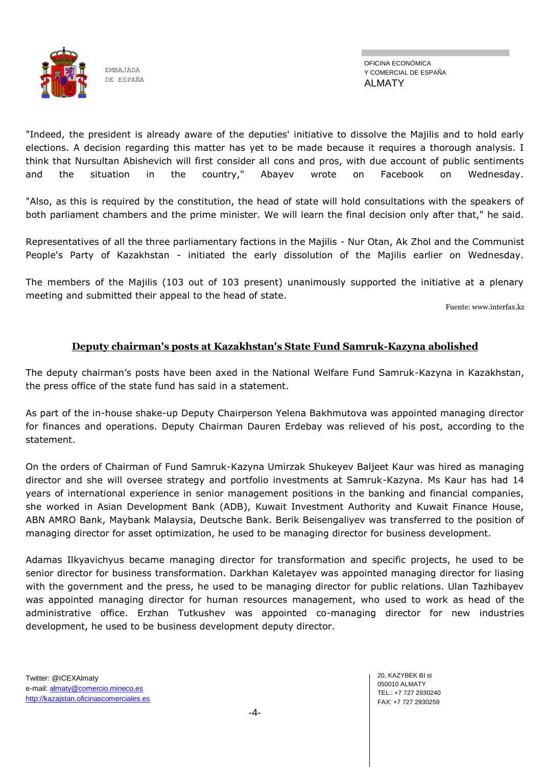"Indeed, the president is already aware of the deputies' initiative to dissolve the Majilis and to hold early elections. A decision regarding this matter has yet to be made because it requires a thorough analysis. I think that Nursultan Abishevich will first consider all cons and pros, with due account of public sentiments and the situation in the country," Abayev wrote on Facebook on Wednesday.

"Also, as this is required by the constitution, the head of state will hold consultations with the speakers of both parliament chambers and the prime minister. We will learn the final decision only after that," he said.

Representatives of all the three parliamentary factions in the Majilis - Nur Otan, Ak Zhol and the Communist People's Party of Kazakhstan - initiated the early dissolution of the Majilis earlier on Wednesday.

The members of the Majilis (103 out of 103 present) unanimously supported the initiative at a plenary meeting and submitted their appeal to the head of state.

Fuente: www.interfax.kz

## Deputy chairman's posts at Kazakhstan's State Fund Samruk-Kazyna abolished

The deputy chairman's posts have been axed in the National Welfare Fund Samruk-Kazyna in Kazakhstan, the press office of the state fund has said in a statement.

As part of the in-house shake-up Deputy Chairperson Yelena Bakhmutova was appointed managing director for finances and operations. Deputy Chairman Dauren Erdebay was relieved of his post, according to the statement.

On the orders of Chairman of Fund Samruk-Kazyna Umirzak Shukeyev Baljeet Kaur was hired as managing director and she will oversee strategy and portfolio investments at Samruk-Kazyna. Ms Kaur has had 14 years of international experience in senior management positions in the banking and financial companies, she worked in Asian Development Bank (ADB), Kuwait Investment Authority and Kuwait Finance House, ABN AMRO Bank, Maybank Malaysia, Deutsche Bank. Berik Beisengaliyev was transferred to the position of managing director for asset optimization, he used to be managing director for business development.

Adamas Ilkyavichyus became managing director for transformation and specific projects, he used to be senior director for business transformation. Darkhan Kaletayev was appointed managing director for liasing with the government and the press, he used to be managing director for public relations. Ulan Tazhibayev was appointed managing director for human resources management, who used to work as head of the administrative office. Erzhan Tutkushev was appointed co-managing director for new industries development, he used to be business development deputy director.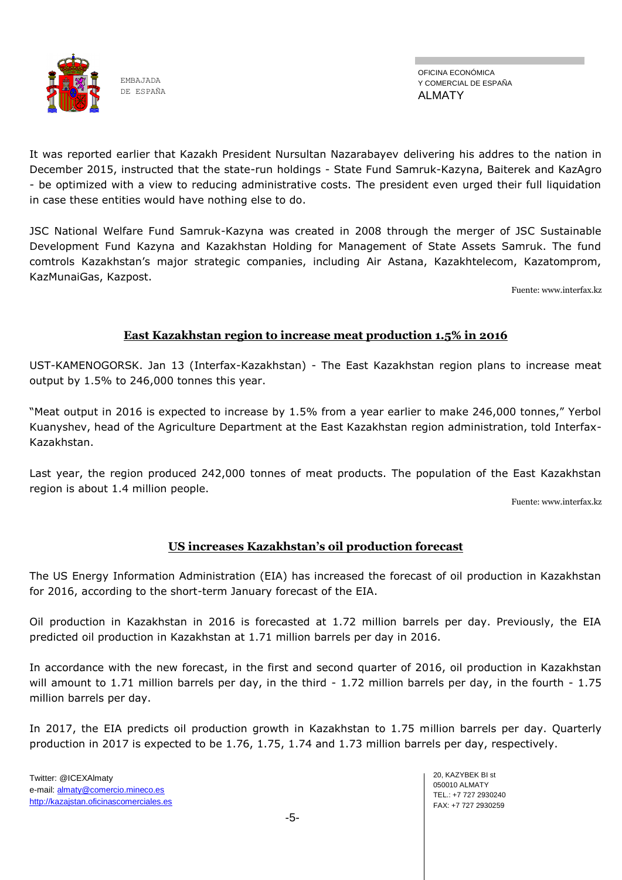It was reported earlier that Kazakh President Nursultan Nazarabayev delivering his addres to the nation in December 2015, instructed that the state-run holdings - State Fund Samruk-Kazyna, Baiterek and KazAgro - be optimized with a view to reducing administrative costs. The president even urged their full liquidation in case these entities would have nothing else to do.

JSC National Welfare Fund Samruk-Kazyna was created in 2008 through the merger of JSC Sustainable Development Fund Kazyna and Kazakhstan Holding for Management of State Assets Samruk. The fund comtrols Kazakhstan's major strategic companies, including Air Astana, Kazakhtelecom, Kazatomprom, KazMunaiGas, Kazpost.

Fuente: www.interfax.kz

## East Kazakhstan region to increase meat production 1.5% in 2016

UST-KAMENOGORSK. Jan 13 (Interfax-Kazakhstan) - The East Kazakhstan region plans to increase meat output by 1.5% to 246,000 tonnes this year.

"Meat output in 2016 is expected to increase by 1.5% from a year earlier to make 246,000 tonnes," Yerbol Kuanyshev, head of the Agriculture Department at the East Kazakhstan region administration, told Interfax-Kazakhstan.

Last year, the region produced 242,000 tonnes of meat products. The population of the East Kazakhstan region is about 1.4 million people.

Fuente: www.interfax.kz

## US increases Kazakhstan's oil production forecast

The US Energy Information Administration (EIA) has increased the forecast of oil production in Kazakhstan for 2016, according to the short-term January forecast of the EIA.

Oil production in Kazakhstan in 2016 is forecasted at 1.72 million barrels per day. Previously, the EIA predicted oil production in Kazakhstan at 1.71 million barrels per day in 2016.

In accordance with the new forecast, in the first and second quarter of 2016, oil production in Kazakhstan will amount to 1.71 million barrels per day, in the third - 1.72 million barrels per day, in the fourth - 1.75 million barrels per day.

In 2017, the EIA predicts oil production growth in Kazakhstan to 1.75 million barrels per day. Quarterly production in 2017 is expected to be 1.76, 1.75, 1.74 and 1.73 million barrels per day, respectively.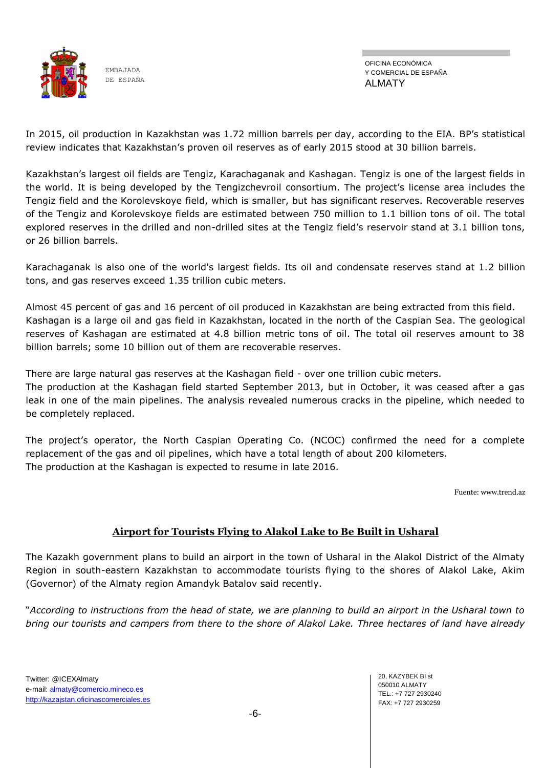In 2015, oil production in Kazakhstan was 1.72 million barrels per day, according to the EIA. BP's statistical review indicates that Kazakhstan's proven oil reserves as of early 2015 stood at 30 billion barrels.

Kazakhstan's largest oil fields are Tengiz, Karachaganak and Kashagan. Tengiz is one of the largest fields in the world. It is being developed by the Tengizchevroil consortium. The project's license area includes the Tengiz field and the Korolevskoye field, which is smaller, but has significant reserves. Recoverable reserves of the Tengiz and Korolevskoye fields are estimated between 750 million to 1.1 billion tons of oil. The total explored reserves in the drilled and non-drilled sites at the Tengiz field's reservoir stand at 3.1 billion tons, or 26 billion barrels.

Karachaganak is also one of the world's largest fields. Its oil and condensate reserves stand at 1.2 billion tons, and gas reserves exceed 1.35 trillion cubic meters.

Almost 45 percent of gas and 16 percent of oil produced in Kazakhstan are being extracted from this field.
Kashagan is a large oil and gas field in Kazakhstan, located in the north of the Caspian Sea. The geological reserves of Kashagan are estimated at 4.8 billion metric tons of oil. The total oil reserves amount to 38 billion barrels; some 10 billion out of them are recoverable reserves.

There are large natural gas reserves at the Kashagan field - over one trillion cubic meters.
The production at the Kashagan field started September 2013, but in October, it was ceased after a gas leak in one of the main pipelines. The analysis revealed numerous cracks in the pipeline, which needed to be completely replaced.

The project's operator, the North Caspian Operating Co. (NCOC) confirmed the need for a complete replacement of the gas and oil pipelines, which have a total length of about 200 kilometers.
The production at the Kashagan is expected to resume in late 2016.

Fuente: www.trend.az

## Airport for Tourists Flying to Alakol Lake to Be Built in Usharal

The Kazakh government plans to build an airport in the town of Usharal in the Alakol District of the Almaty Region in south-eastern Kazakhstan to accommodate tourists flying to the shores of Alakol Lake, Akim (Governor) of the Almaty region Amandyk Batalov said recently.

"*According to instructions from the head of state, we are planning to build an airport in the Usharal town to bring our tourists and campers from there to the shore of Alakol Lake. Three hectares of land have already*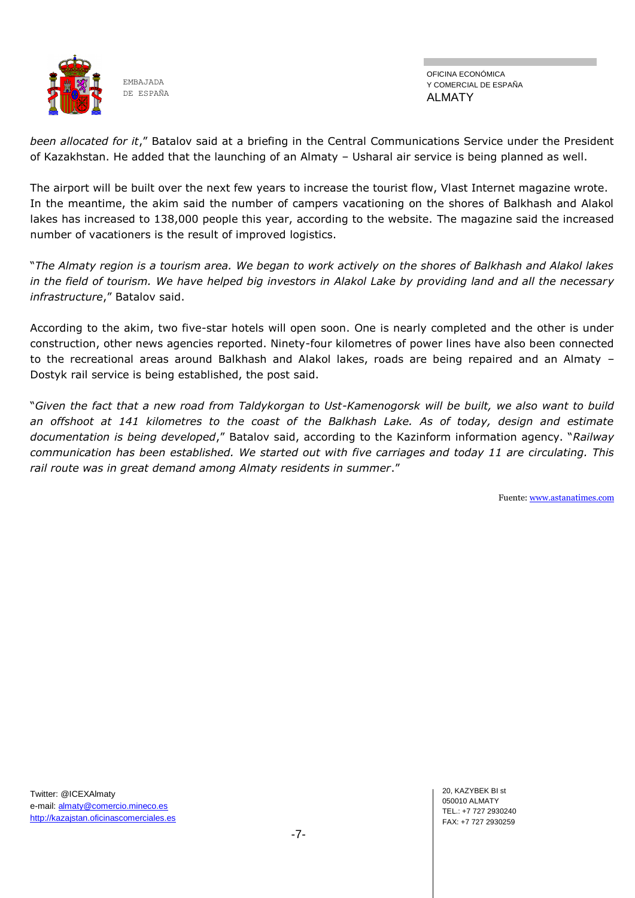*been allocated for it*," Batalov said at a briefing in the Central Communications Service under the President of Kazakhstan. He added that the launching of an Almaty – Usharal air service is being planned as well.

The airport will be built over the next few years to increase the tourist flow, Vlast Internet magazine wrote. In the meantime, the akim said the number of campers vacationing on the shores of Balkhash and Alakol lakes has increased to 138,000 people this year, according to the website. The magazine said the increased number of vacationers is the result of improved logistics.

"*The Almaty region is a tourism area. We began to work actively on the shores of Balkhash and Alakol lakes in the field of tourism. We have helped big investors in Alakol Lake by providing land and all the necessary infrastructure*," Batalov said.

According to the akim, two five-star hotels will open soon. One is nearly completed and the other is under construction, other news agencies reported. Ninety-four kilometres of power lines have also been connected to the recreational areas around Balkhash and Alakol lakes, roads are being repaired and an Almaty – Dostyk rail service is being established, the post said.

"*Given the fact that a new road from Taldykorgan to Ust-Kamenogorsk will be built, we also want to build an offshoot at 141 kilometres to the coast of the Balkhash Lake. As of today, design and estimate documentation is being developed*," Batalov said, according to the Kazinform information agency. "*Railway communication has been established. We started out with five carriages and today 11 are circulating. This rail route was in great demand among Almaty residents in summer*."

Fuente: www.astanatimes.com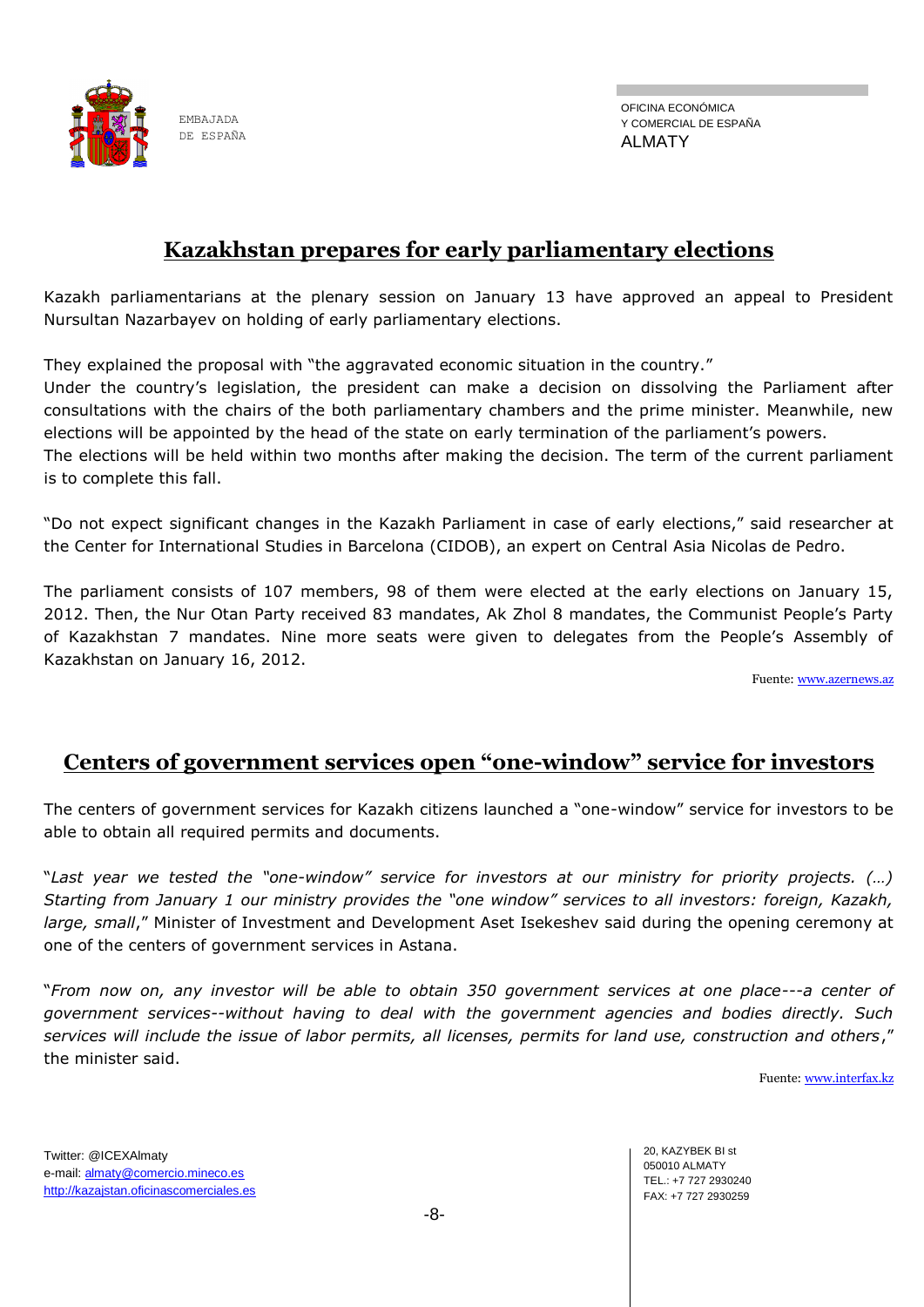## Kazakhstan prepares for early parliamentary elections

Kazakh parliamentarians at the plenary session on January 13 have approved an appeal to President Nursultan Nazarbayev on holding of early parliamentary elections.

They explained the proposal with "the aggravated economic situation in the country."
Under the country's legislation, the president can make a decision on dissolving the Parliament after consultations with the chairs of the both parliamentary chambers and the prime minister. Meanwhile, new elections will be appointed by the head of the state on early termination of the parliament's powers.
The elections will be held within two months after making the decision. The term of the current parliament is to complete this fall.

"Do not expect significant changes in the Kazakh Parliament in case of early elections," said researcher at the Center for International Studies in Barcelona (CIDOB), an expert on Central Asia Nicolas de Pedro.

The parliament consists of 107 members, 98 of them were elected at the early elections on January 15, 2012. Then, the Nur Otan Party received 83 mandates, Ak Zhol 8 mandates, the Communist People's Party of Kazakhstan 7 mandates. Nine more seats were given to delegates from the People's Assembly of Kazakhstan on January 16, 2012.

Fuente: www.azernews.az

## Centers of government services open "one-window" service for investors

The centers of government services for Kazakh citizens launched a "one-window" service for investors to be able to obtain all required permits and documents.

"*Last year we tested the "one-window" service for investors at our ministry for priority projects. (…) Starting from January 1 our ministry provides the "one window" services to all investors: foreign, Kazakh, large, small*," Minister of Investment and Development Aset Isekeshev said during the opening ceremony at one of the centers of government services in Astana.

"*From now on, any investor will be able to obtain 350 government services at one place---a center of government services--without having to deal with the government agencies and bodies directly. Such services will include the issue of labor permits, all licenses, permits for land use, construction and others*," the minister said.

Fuente: www.interfax.kz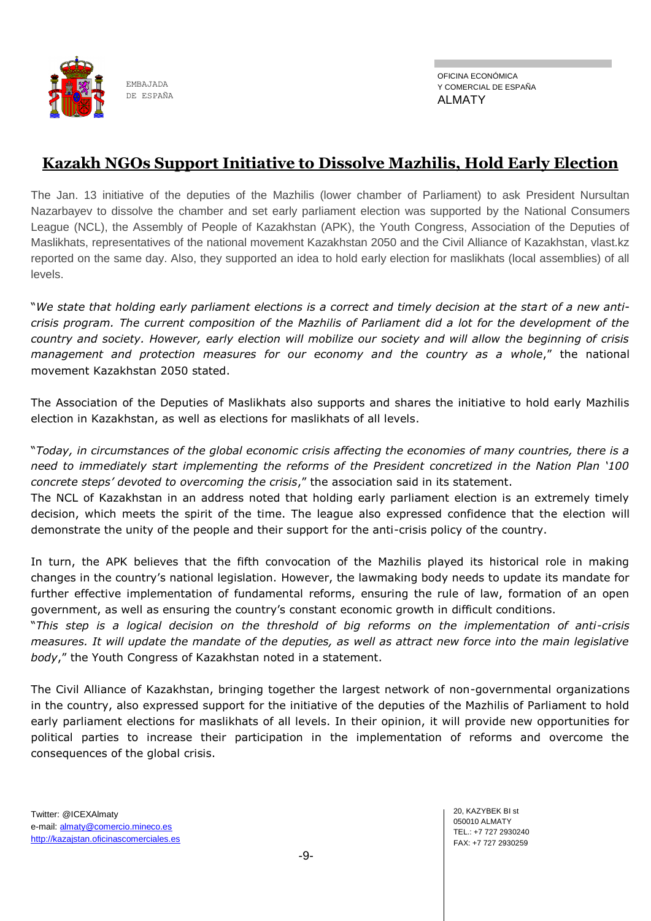## Kazakh NGOs Support Initiative to Dissolve Mazhilis, Hold Early Election

The Jan. 13 initiative of the deputies of the Mazhilis (lower chamber of Parliament) to ask President Nursultan Nazarbayev to dissolve the chamber and set early parliament election was supported by the National Consumers League (NCL), the Assembly of People of Kazakhstan (APK), the Youth Congress, Association of the Deputies of Maslikhats, representatives of the national movement Kazakhstan 2050 and the Civil Alliance of Kazakhstan, vlast.kz reported on the same day. Also, they supported an idea to hold early election for maslikhats (local assemblies) of all levels.

"*We state that holding early parliament elections is a correct and timely decision at the start of a new anti-crisis program. The current composition of the Mazhilis of Parliament did a lot for the development of the country and society. However, early election will mobilize our society and will allow the beginning of crisis management and protection measures for our economy and the country as a whole*," the national movement Kazakhstan 2050 stated.

The Association of the Deputies of Maslikhats also supports and shares the initiative to hold early Mazhilis election in Kazakhstan, as well as elections for maslikhats of all levels.

"*Today, in circumstances of the global economic crisis affecting the economies of many countries, there is a need to immediately start implementing the reforms of the President concretized in the Nation Plan '100 concrete steps' devoted to overcoming the crisis*," the association said in its statement.

The NCL of Kazakhstan in an address noted that holding early parliament election is an extremely timely decision, which meets the spirit of the time. The league also expressed confidence that the election will demonstrate the unity of the people and their support for the anti-crisis policy of the country.

In turn, the APK believes that the fifth convocation of the Mazhilis played its historical role in making changes in the country's national legislation. However, the lawmaking body needs to update its mandate for further effective implementation of fundamental reforms, ensuring the rule of law, formation of an open government, as well as ensuring the country's constant economic growth in difficult conditions.

"*This step is a logical decision on the threshold of big reforms on the implementation of anti-crisis measures. It will update the mandate of the deputies, as well as attract new force into the main legislative body*," the Youth Congress of Kazakhstan noted in a statement.

The Civil Alliance of Kazakhstan, bringing together the largest network of non-governmental organizations in the country, also expressed support for the initiative of the deputies of the Mazhilis of Parliament to hold early parliament elections for maslikhats of all levels. In their opinion, it will provide new opportunities for political parties to increase their participation in the implementation of reforms and overcome the consequences of the global crisis.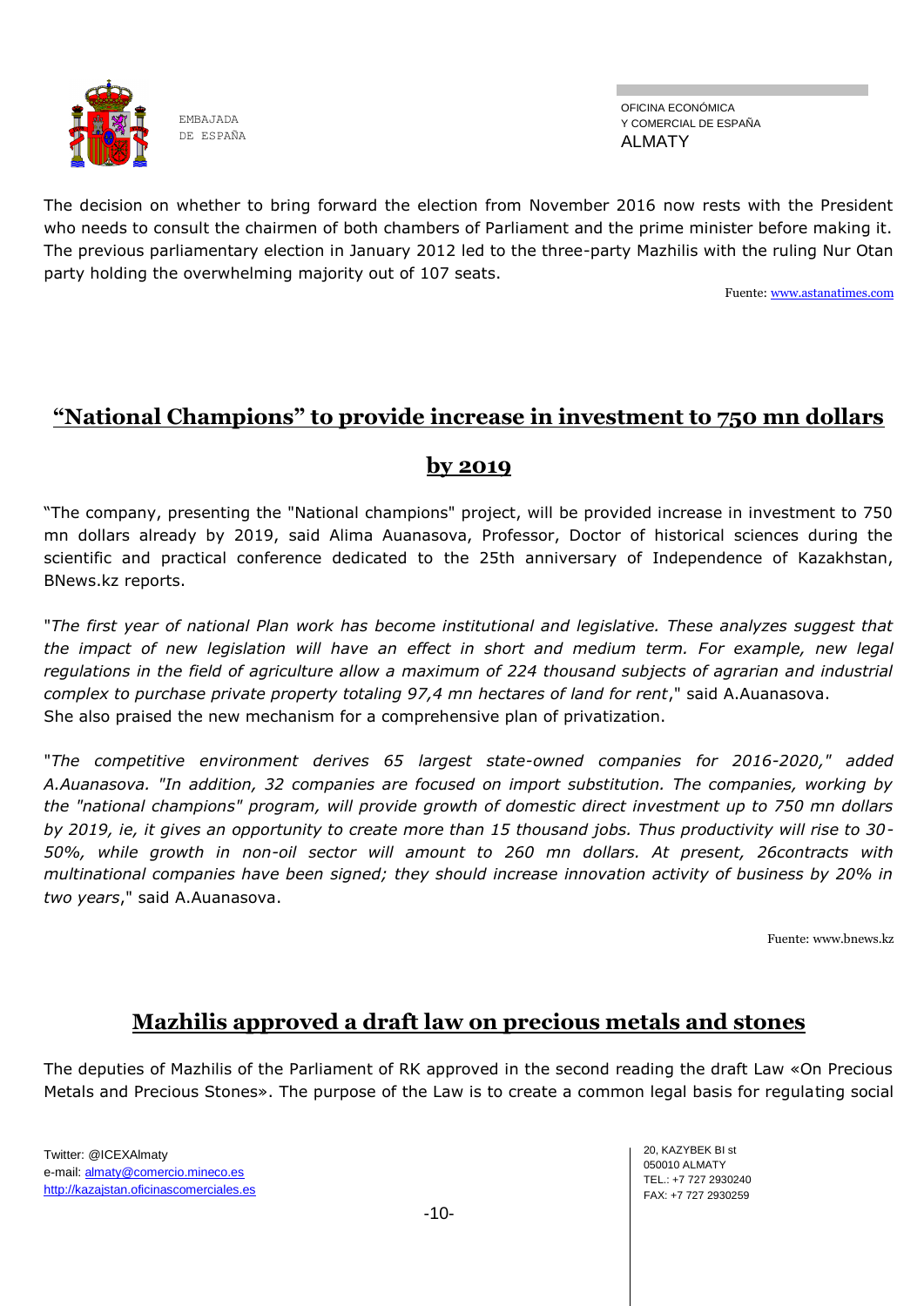The decision on whether to bring forward the election from November 2016 now rests with the President who needs to consult the chairmen of both chambers of Parliament and the prime minister before making it. The previous parliamentary election in January 2012 led to the three-party Mazhilis with the ruling Nur Otan party holding the overwhelming majority out of 107 seats.

Fuente: [www.astanatimes.com](http://www.astanatimes.com)

## "National Champions" to provide increase in investment to 750 mn dollars by 2019

"The company, presenting the "National champions" project, will be provided increase in investment to 750 mn dollars already by 2019, said Alima Auanasova, Professor, Doctor of historical sciences during the scientific and practical conference dedicated to the 25th anniversary of Independence of Kazakhstan, BNews.kz reports.

"*The first year of national Plan work has become institutional and legislative. These analyzes suggest that the impact of new legislation will have an effect in short and medium term. For example, new legal regulations in the field of agriculture allow a maximum of 224 thousand subjects of agrarian and industrial complex to purchase private property totaling 97,4 mn hectares of land for rent*," said A.Auanasova.
She also praised the new mechanism for a comprehensive plan of privatization.

"*The competitive environment derives 65 largest state-owned companies for 2016-2020," added A.Auanasova. "In addition, 32 companies are focused on import substitution. The companies, working by the "national champions" program, will provide growth of domestic direct investment up to 750 mn dollars by 2019, ie, it gives an opportunity to create more than 15 thousand jobs. Thus productivity will rise to 30-50%, while growth in non-oil sector will amount to 260 mn dollars. At present, 26contracts with multinational companies have been signed; they should increase innovation activity of business by 20% in two years*," said A.Auanasova.

Fuente: www.bnews.kz

## Mazhilis approved a draft law on precious metals and stones

The deputies of Mazhilis of the Parliament of RK approved in the second reading the draft Law «On Precious Metals and Precious Stones». The purpose of the Law is to create a common legal basis for regulating social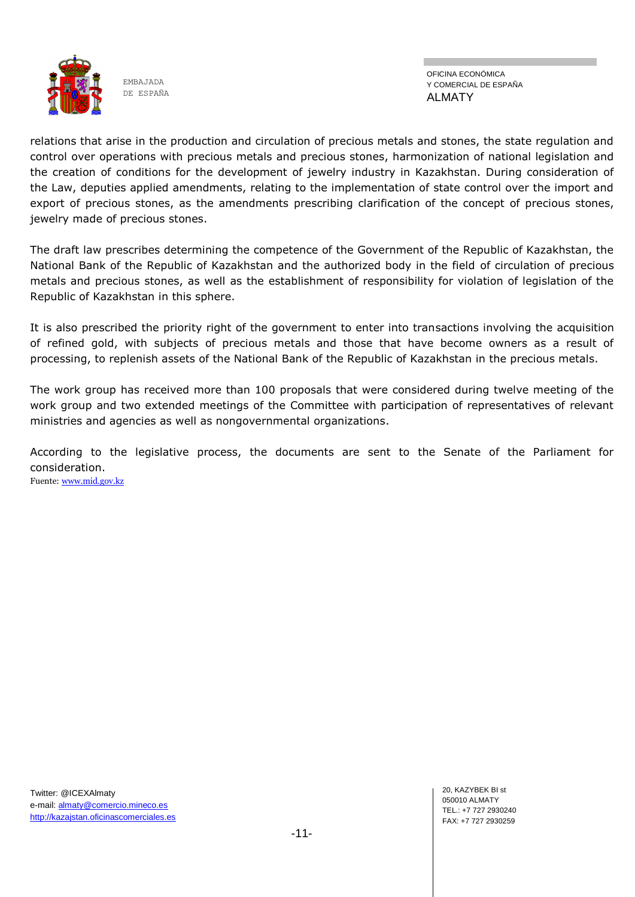relations that arise in the production and circulation of precious metals and stones, the state regulation and control over operations with precious metals and precious stones, harmonization of national legislation and the creation of conditions for the development of jewelry industry in Kazakhstan. During consideration of the Law, deputies applied amendments, relating to the implementation of state control over the import and export of precious stones, as the amendments prescribing clarification of the concept of precious stones, jewelry made of precious stones.

The draft law prescribes determining the competence of the Government of the Republic of Kazakhstan, the National Bank of the Republic of Kazakhstan and the authorized body in the field of circulation of precious metals and precious stones, as well as the establishment of responsibility for violation of legislation of the Republic of Kazakhstan in this sphere.

It is also prescribed the priority right of the government to enter into transactions involving the acquisition of refined gold, with subjects of precious metals and those that have become owners as a result of processing, to replenish assets of the National Bank of the Republic of Kazakhstan in the precious metals.

The work group has received more than 100 proposals that were considered during twelve meeting of the work group and two extended meetings of the Committee with participation of representatives of relevant ministries and agencies as well as nongovernmental organizations.

According to the legislative process, the documents are sent to the Senate of the Parliament for consideration.

Fuente: www.mid.gov.kz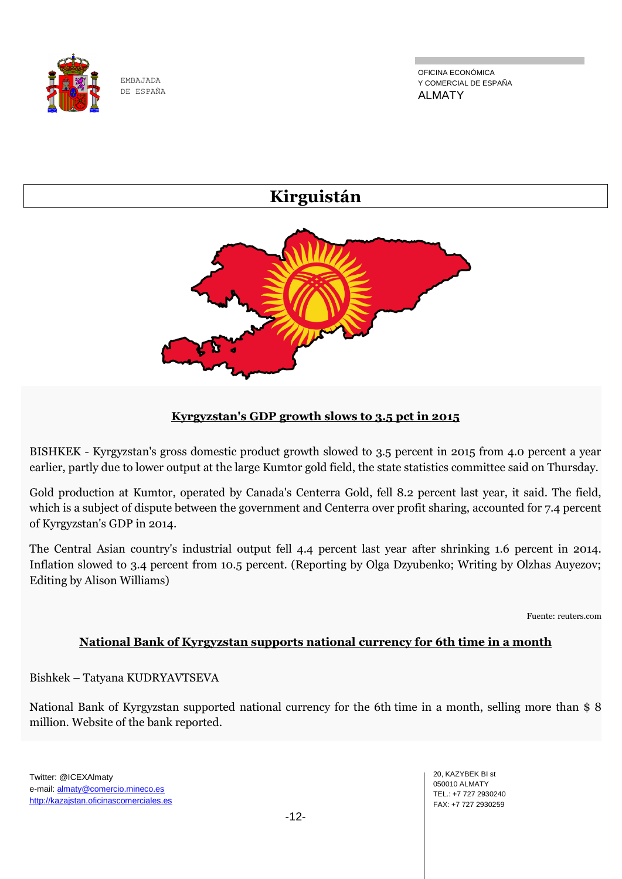# Kirguistán

## Kyrgyzstan's GDP growth slows to 3.5 pct in 2015

BISHKEK - Kyrgyzstan's gross domestic product growth slowed to 3.5 percent in 2015 from 4.0 percent a year earlier, partly due to lower output at the large Kumtor gold field, the state statistics committee said on Thursday.

Gold production at Kumtor, operated by Canada's Centerra Gold, fell 8.2 percent last year, it said. The field, which is a subject of dispute between the government and Centerra over profit sharing, accounted for 7.4 percent of Kyrgyzstan's GDP in 2014.

The Central Asian country's industrial output fell 4.4 percent last year after shrinking 1.6 percent in 2014. Inflation slowed to 3.4 percent from 10.5 percent. (Reporting by Olga Dzyubenko; Writing by Olzhas Auyezov; Editing by Alison Williams)

Fuente: reuters.com

## National Bank of Kyrgyzstan supports national currency for 6th time in a month

Bishkek – Tatyana KUDRYAVTSEVA

National Bank of Kyrgyzstan supported national currency for the 6th time in a month, selling more than $ 8 million. Website of the bank reported.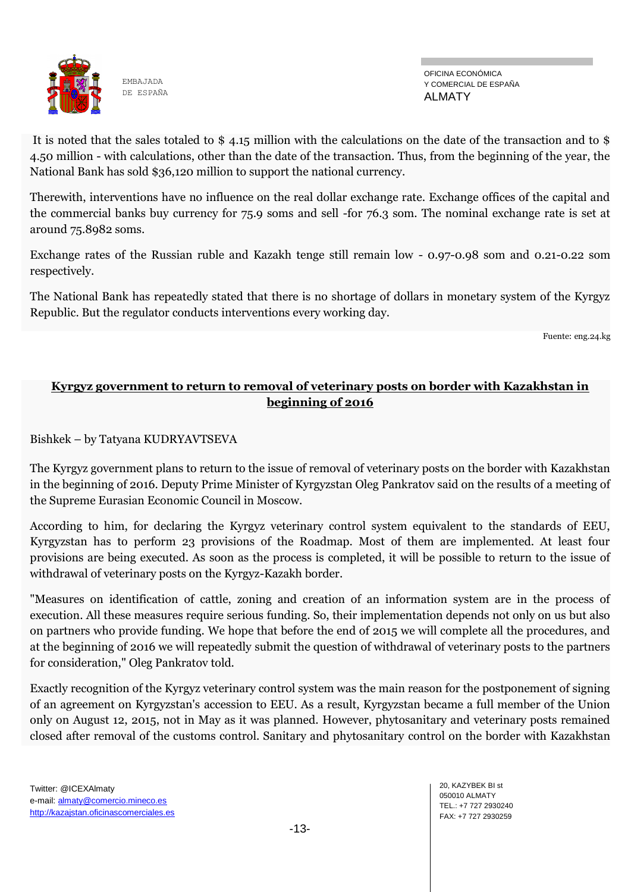It is noted that the sales totaled to $ 4.15 million with the calculations on the date of the transaction and to $ 4.50 million - with calculations, other than the date of the transaction. Thus, from the beginning of the year, the National Bank has sold $36,120 million to support the national currency.

Therewith, interventions have no influence on the real dollar exchange rate. Exchange offices of the capital and the commercial banks buy currency for 75.9 soms and sell -for 76.3 som. The nominal exchange rate is set at around 75.8982 soms.

Exchange rates of the Russian ruble and Kazakh tenge still remain low - 0.97-0.98 som and 0.21-0.22 som respectively.

The National Bank has repeatedly stated that there is no shortage of dollars in monetary system of the Kyrgyz Republic. But the regulator conducts interventions every working day.

Fuente: eng.24.kg

## Kyrgyz government to return to removal of veterinary posts on border with Kazakhstan in beginning of 2016

Bishkek – by Tatyana KUDRYAVTSEVA

The Kyrgyz government plans to return to the issue of removal of veterinary posts on the border with Kazakhstan in the beginning of 2016. Deputy Prime Minister of Kyrgyzstan Oleg Pankratov said on the results of a meeting of the Supreme Eurasian Economic Council in Moscow.

According to him, for declaring the Kyrgyz veterinary control system equivalent to the standards of EEU, Kyrgyzstan has to perform 23 provisions of the Roadmap. Most of them are implemented. At least four provisions are being executed. As soon as the process is completed, it will be possible to return to the issue of withdrawal of veterinary posts on the Kyrgyz-Kazakh border.

"Measures on identification of cattle, zoning and creation of an information system are in the process of execution. All these measures require serious funding. So, their implementation depends not only on us but also on partners who provide funding. We hope that before the end of 2015 we will complete all the procedures, and at the beginning of 2016 we will repeatedly submit the question of withdrawal of veterinary posts to the partners for consideration," Oleg Pankratov told.

Exactly recognition of the Kyrgyz veterinary control system was the main reason for the postponement of signing of an agreement on Kyrgyzstan's accession to EEU. As a result, Kyrgyzstan became a full member of the Union only on August 12, 2015, not in May as it was planned. However, phytosanitary and veterinary posts remained closed after removal of the customs control. Sanitary and phytosanitary control on the border with Kazakhstan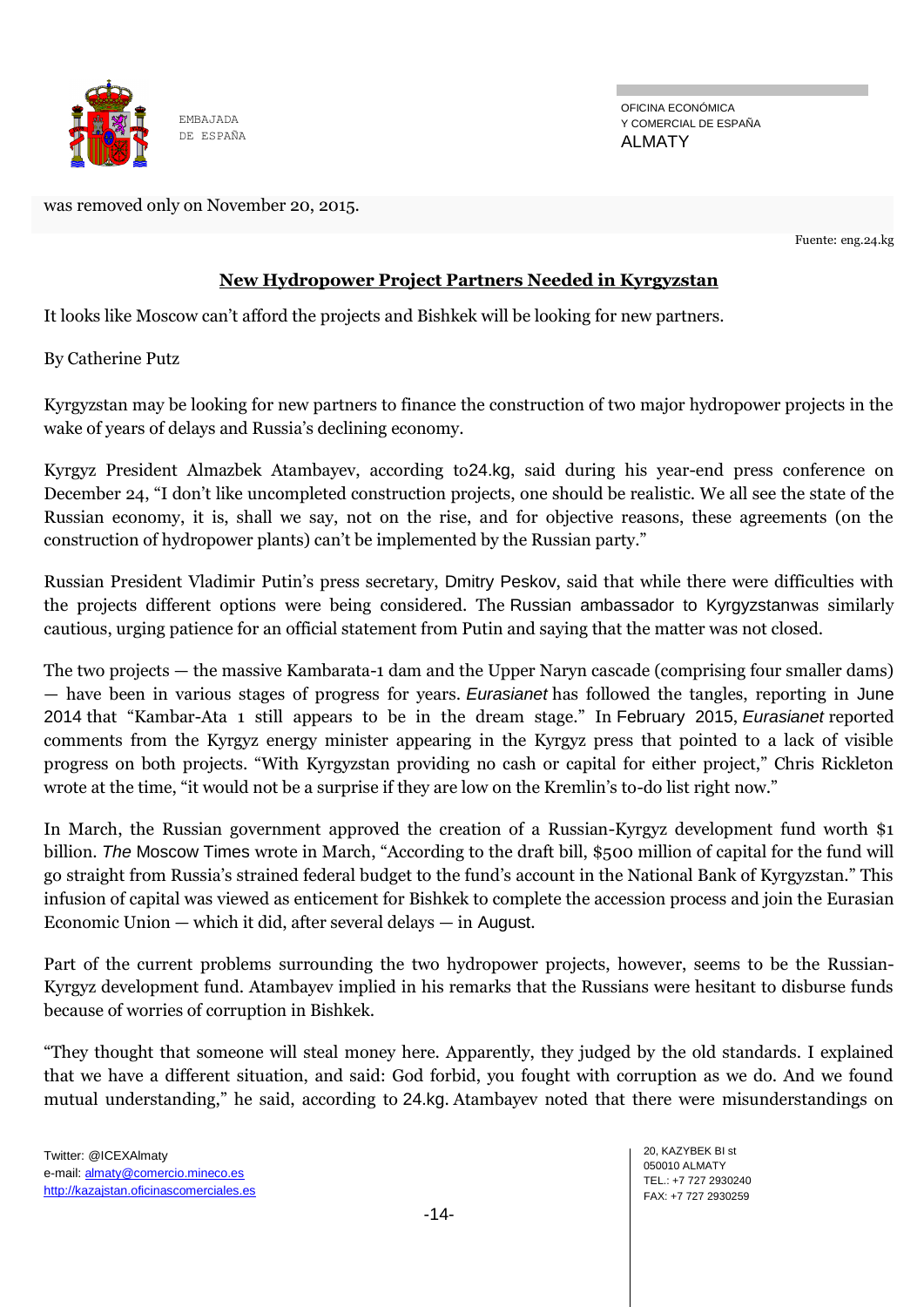was removed only on November 20, 2015.

Fuente: eng.24.kg

## New Hydropower Project Partners Needed in Kyrgyzstan

It looks like Moscow can't afford the projects and Bishkek will be looking for new partners.

By Catherine Putz

Kyrgyzstan may be looking for new partners to finance the construction of two major hydropower projects in the wake of years of delays and Russia's declining economy.

Kyrgyz President Almazbek Atambayev, according to24.kg, said during his year-end press conference on December 24, "I don't like uncompleted construction projects, one should be realistic. We all see the state of the Russian economy, it is, shall we say, not on the rise, and for objective reasons, these agreements (on the construction of hydropower plants) can't be implemented by the Russian party."

Russian President Vladimir Putin's press secretary, Dmitry Peskov, said that while there were difficulties with the projects different options were being considered. The Russian ambassador to Kyrgyzstanwas similarly cautious, urging patience for an official statement from Putin and saying that the matter was not closed.

The two projects — the massive Kambarata-1 dam and the Upper Naryn cascade (comprising four smaller dams) — have been in various stages of progress for years. *Eurasianet* has followed the tangles, reporting in June 2014 that "Kambar-Ata 1 still appears to be in the dream stage." In February 2015, *Eurasianet* reported comments from the Kyrgyz energy minister appearing in the Kyrgyz press that pointed to a lack of visible progress on both projects. "With Kyrgyzstan providing no cash or capital for either project," Chris Rickleton wrote at the time, "it would not be a surprise if they are low on the Kremlin's to-do list right now."

In March, the Russian government approved the creation of a Russian-Kyrgyz development fund worth $1 billion. *The* Moscow Times wrote in March, "According to the draft bill, $500 million of capital for the fund will go straight from Russia's strained federal budget to the fund's account in the National Bank of Kyrgyzstan." This infusion of capital was viewed as enticement for Bishkek to complete the accession process and join the Eurasian Economic Union — which it did, after several delays — in August.

Part of the current problems surrounding the two hydropower projects, however, seems to be the Russian-Kyrgyz development fund. Atambayev implied in his remarks that the Russians were hesitant to disburse funds because of worries of corruption in Bishkek.

"They thought that someone will steal money here. Apparently, they judged by the old standards. I explained that we have a different situation, and said: God forbid, you fought with corruption as we do. And we found mutual understanding," he said, according to 24.kg. Atambayev noted that there were misunderstandings on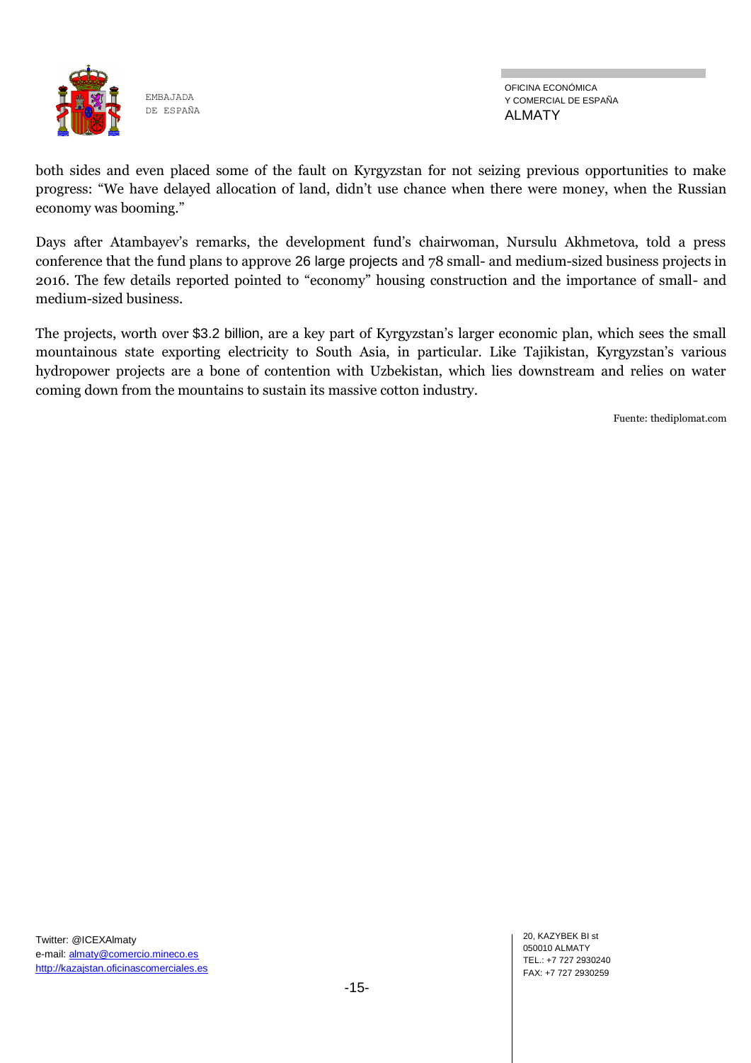both sides and even placed some of the fault on Kyrgyzstan for not seizing previous opportunities to make progress: “We have delayed allocation of land, didn’t use chance when there were money, when the Russian economy was booming.”

Days after Atambayev’s remarks, the development fund’s chairwoman, Nursulu Akhmetova, told a press conference that the fund plans to approve 26 large projects and 78 small- and medium-sized business projects in 2016. The few details reported pointed to “economy” housing construction and the importance of small- and medium-sized business.

The projects, worth over $3.2 billion, are a key part of Kyrgyzstan’s larger economic plan, which sees the small mountainous state exporting electricity to South Asia, in particular. Like Tajikistan, Kyrgyzstan’s various hydropower projects are a bone of contention with Uzbekistan, which lies downstream and relies on water coming down from the mountains to sustain its massive cotton industry.

Fuente: thediplomat.com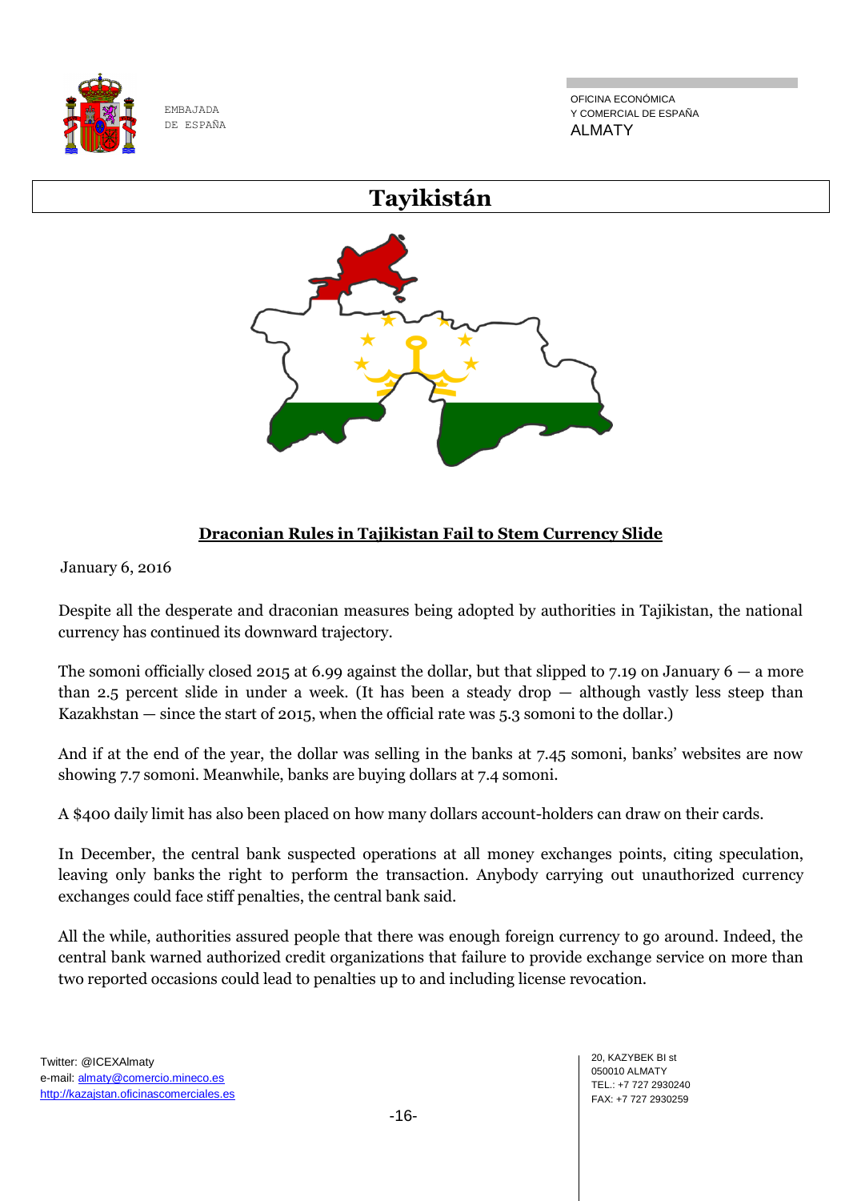# Tayikistán

## Draconian Rules in Tajikistan Fail to Stem Currency Slide

January 6, 2016

Despite all the desperate and draconian measures being adopted by authorities in Tajikistan, the national currency has continued its downward trajectory.

The somoni officially closed 2015 at 6.99 against the dollar, but that slipped to 7.19 on January 6 — a more than 2.5 percent slide in under a week. (It has been a steady drop — although vastly less steep than Kazakhstan — since the start of 2015, when the official rate was 5.3 somoni to the dollar.)

And if at the end of the year, the dollar was selling in the banks at 7.45 somoni, banks' websites are now showing 7.7 somoni. Meanwhile, banks are buying dollars at 7.4 somoni.

A $400 daily limit has also been placed on how many dollars account-holders can draw on their cards.

In December, the central bank suspected operations at all money exchanges points, citing speculation, leaving only banks the right to perform the transaction. Anybody carrying out unauthorized currency exchanges could face stiff penalties, the central bank said.

All the while, authorities assured people that there was enough foreign currency to go around. Indeed, the central bank warned authorized credit organizations that failure to provide exchange service on more than two reported occasions could lead to penalties up to and including license revocation.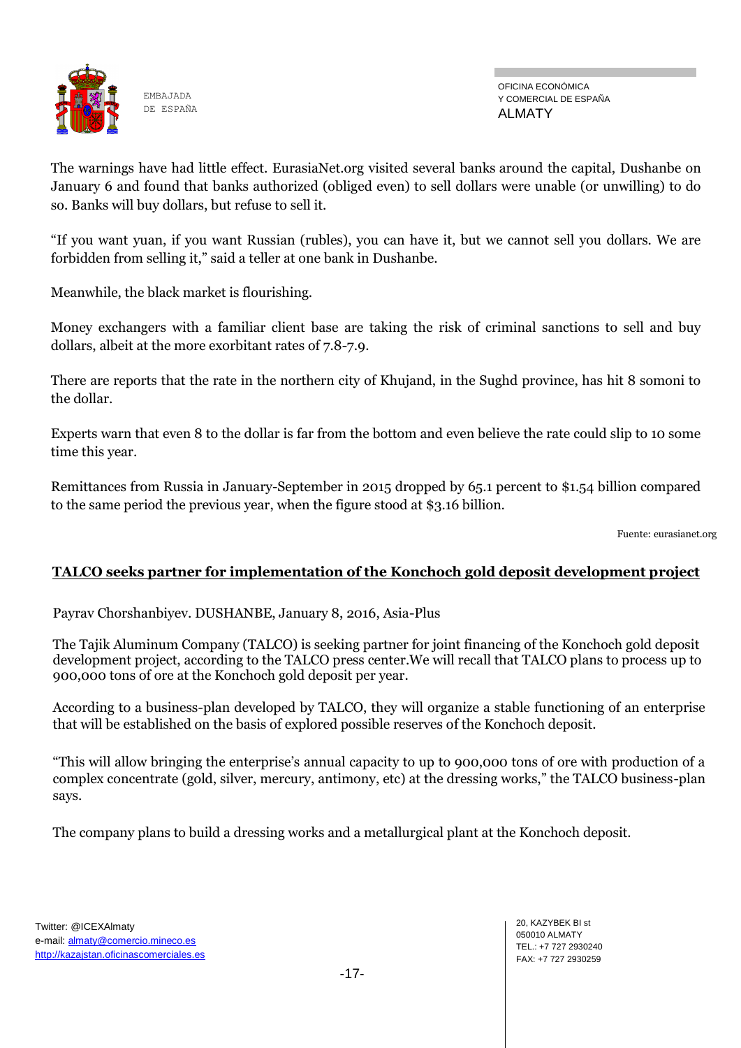The warnings have had little effect. EurasiaNet.org visited several banks around the capital, Dushanbe on January 6 and found that banks authorized (obliged even) to sell dollars were unable (or unwilling) to do so. Banks will buy dollars, but refuse to sell it.

"If you want yuan, if you want Russian (rubles), you can have it, but we cannot sell you dollars. We are forbidden from selling it," said a teller at one bank in Dushanbe.

Meanwhile, the black market is flourishing.

Money exchangers with a familiar client base are taking the risk of criminal sanctions to sell and buy dollars, albeit at the more exorbitant rates of 7.8-7.9.

There are reports that the rate in the northern city of Khujand, in the Sughd province, has hit 8 somoni to the dollar.

Experts warn that even 8 to the dollar is far from the bottom and even believe the rate could slip to 10 some time this year.

Remittances from Russia in January-September in 2015 dropped by 65.1 percent to $1.54 billion compared to the same period the previous year, when the figure stood at $3.16 billion.

Fuente: eurasianet.org

## **TALCO seeks partner for implementation of the Konchoch gold deposit development project**

Payrav Chorshanbiyev. DUSHANBE, January 8, 2016, Asia-Plus

The Tajik Aluminum Company (TALCO) is seeking partner for joint financing of the Konchoch gold deposit development project, according to the TALCO press center.We will recall that TALCO plans to process up to 900,000 tons of ore at the Konchoch gold deposit per year.

According to a business-plan developed by TALCO, they will organize a stable functioning of an enterprise that will be established on the basis of explored possible reserves of the Konchoch deposit.

"This will allow bringing the enterprise's annual capacity to up to 900,000 tons of ore with production of a complex concentrate (gold, silver, mercury, antimony, etc) at the dressing works," the TALCO business-plan says.

The company plans to build a dressing works and a metallurgical plant at the Konchoch deposit.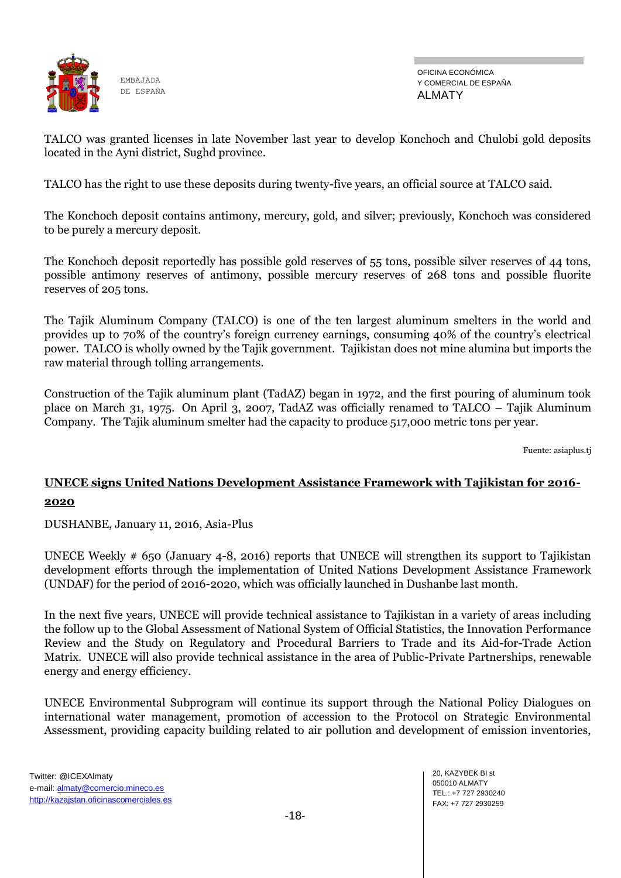TALCO was granted licenses in late November last year to develop Konchoch and Chulobi gold deposits located in the Ayni district, Sughd province.

TALCO has the right to use these deposits during twenty-five years, an official source at TALCO said.

The Konchoch deposit contains antimony, mercury, gold, and silver; previously, Konchoch was considered to be purely a mercury deposit.

The Konchoch deposit reportedly has possible gold reserves of 55 tons, possible silver reserves of 44 tons, possible antimony reserves of antimony, possible mercury reserves of 268 tons and possible fluorite reserves of 205 tons.

The Tajik Aluminum Company (TALCO) is one of the ten largest aluminum smelters in the world and provides up to 70% of the country's foreign currency earnings, consuming 40% of the country's electrical power. TALCO is wholly owned by the Tajik government. Tajikistan does not mine alumina but imports the raw material through tolling arrangements.

Construction of the Tajik aluminum plant (TadAZ) began in 1972, and the first pouring of aluminum took place on March 31, 1975. On April 3, 2007, TadAZ was officially renamed to TALCO – Tajik Aluminum Company. The Tajik aluminum smelter had the capacity to produce 517,000 metric tons per year.

Fuente: asiaplus.tj

## UNECE signs United Nations Development Assistance Framework with Tajikistan for 2016-2020

DUSHANBE, January 11, 2016, Asia-Plus

UNECE Weekly # 650 (January 4-8, 2016) reports that UNECE will strengthen its support to Tajikistan development efforts through the implementation of United Nations Development Assistance Framework (UNDAF) for the period of 2016-2020, which was officially launched in Dushanbe last month.

In the next five years, UNECE will provide technical assistance to Tajikistan in a variety of areas including the follow up to the Global Assessment of National System of Official Statistics, the Innovation Performance Review and the Study on Regulatory and Procedural Barriers to Trade and its Aid-for-Trade Action Matrix. UNECE will also provide technical assistance in the area of Public-Private Partnerships, renewable energy and energy efficiency.

UNECE Environmental Subprogram will continue its support through the National Policy Dialogues on international water management, promotion of accession to the Protocol on Strategic Environmental Assessment, providing capacity building related to air pollution and development of emission inventories,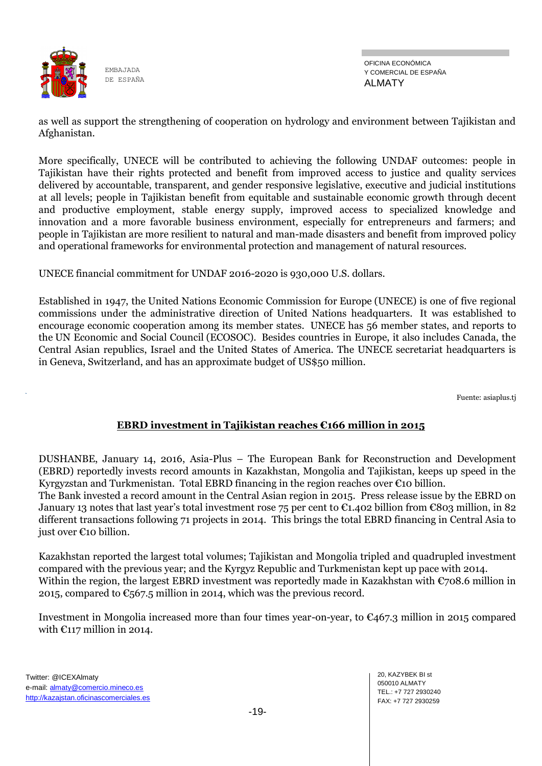as well as support the strengthening of cooperation on hydrology and environment between Tajikistan and Afghanistan.

More specifically, UNECE will be contributed to achieving the following UNDAF outcomes: people in Tajikistan have their rights protected and benefit from improved access to justice and quality services delivered by accountable, transparent, and gender responsive legislative, executive and judicial institutions at all levels; people in Tajikistan benefit from equitable and sustainable economic growth through decent and productive employment, stable energy supply, improved access to specialized knowledge and innovation and a more favorable business environment, especially for entrepreneurs and farmers; and people in Tajikistan are more resilient to natural and man-made disasters and benefit from improved policy and operational frameworks for environmental protection and management of natural resources.

UNECE financial commitment for UNDAF 2016-2020 is 930,000 U.S. dollars.

Established in 1947, the United Nations Economic Commission for Europe (UNECE) is one of five regional commissions under the administrative direction of United Nations headquarters. It was established to encourage economic cooperation among its member states. UNECE has 56 member states, and reports to the UN Economic and Social Council (ECOSOC). Besides countries in Europe, it also includes Canada, the Central Asian republics, Israel and the United States of America. The UNECE secretariat headquarters is in Geneva, Switzerland, and has an approximate budget of US$50 million.

Fuente: asiaplus.tj

## EBRD investment in Tajikistan reaches €166 million in 2015

DUSHANBE, January 14, 2016, Asia-Plus – The European Bank for Reconstruction and Development (EBRD) reportedly invests record amounts in Kazakhstan, Mongolia and Tajikistan, keeps up speed in the Kyrgyzstan and Turkmenistan. Total EBRD financing in the region reaches over €10 billion.
The Bank invested a record amount in the Central Asian region in 2015. Press release issue by the EBRD on January 13 notes that last year's total investment rose 75 per cent to €1.402 billion from €803 million, in 82 different transactions following 71 projects in 2014. This brings the total EBRD financing in Central Asia to just over €10 billion.

Kazakhstan reported the largest total volumes; Tajikistan and Mongolia tripled and quadrupled investment compared with the previous year; and the Kyrgyz Republic and Turkmenistan kept up pace with 2014.
Within the region, the largest EBRD investment was reportedly made in Kazakhstan with €708.6 million in 2015, compared to €567.5 million in 2014, which was the previous record.

Investment in Mongolia increased more than four times year-on-year, to €467.3 million in 2015 compared with €117 million in 2014.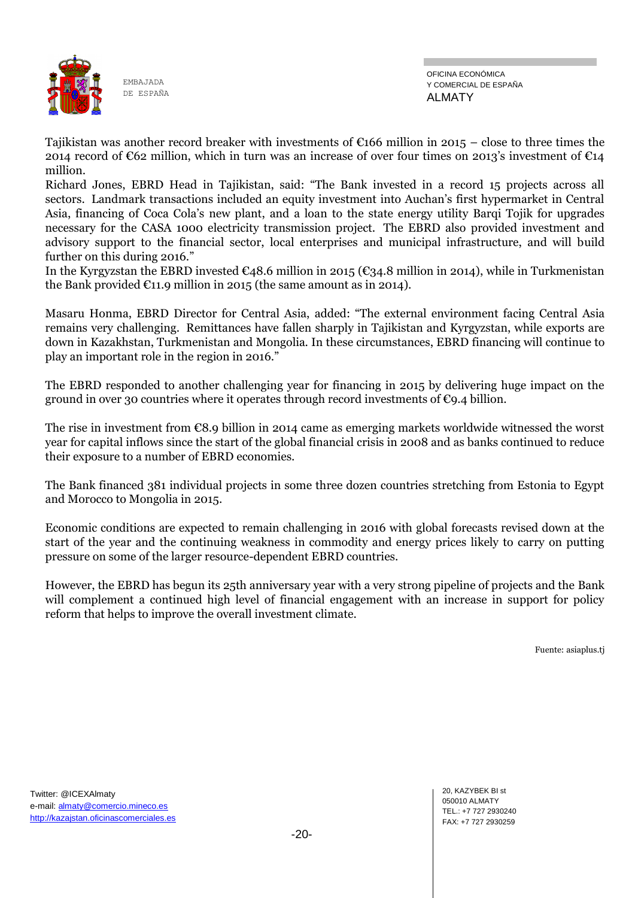Tajikistan was another record breaker with investments of €166 million in 2015 – close to three times the 2014 record of €62 million, which in turn was an increase of over four times on 2013's investment of €14 million.

Richard Jones, EBRD Head in Tajikistan, said: "The Bank invested in a record 15 projects across all sectors. Landmark transactions included an equity investment into Auchan's first hypermarket in Central Asia, financing of Coca Cola's new plant, and a loan to the state energy utility Barqi Tojik for upgrades necessary for the CASA 1000 electricity transmission project. The EBRD also provided investment and advisory support to the financial sector, local enterprises and municipal infrastructure, and will build further on this during 2016."

In the Kyrgyzstan the EBRD invested €48.6 million in 2015 (€34.8 million in 2014), while in Turkmenistan the Bank provided €11.9 million in 2015 (the same amount as in 2014).

Masaru Honma, EBRD Director for Central Asia, added: "The external environment facing Central Asia remains very challenging. Remittances have fallen sharply in Tajikistan and Kyrgyzstan, while exports are down in Kazakhstan, Turkmenistan and Mongolia. In these circumstances, EBRD financing will continue to play an important role in the region in 2016."

The EBRD responded to another challenging year for financing in 2015 by delivering huge impact on the ground in over 30 countries where it operates through record investments of €9.4 billion.

The rise in investment from €8.9 billion in 2014 came as emerging markets worldwide witnessed the worst year for capital inflows since the start of the global financial crisis in 2008 and as banks continued to reduce their exposure to a number of EBRD economies.

The Bank financed 381 individual projects in some three dozen countries stretching from Estonia to Egypt and Morocco to Mongolia in 2015.

Economic conditions are expected to remain challenging in 2016 with global forecasts revised down at the start of the year and the continuing weakness in commodity and energy prices likely to carry on putting pressure on some of the larger resource-dependent EBRD countries.

However, the EBRD has begun its 25th anniversary year with a very strong pipeline of projects and the Bank will complement a continued high level of financial engagement with an increase in support for policy reform that helps to improve the overall investment climate.

Fuente: asiaplus.tj